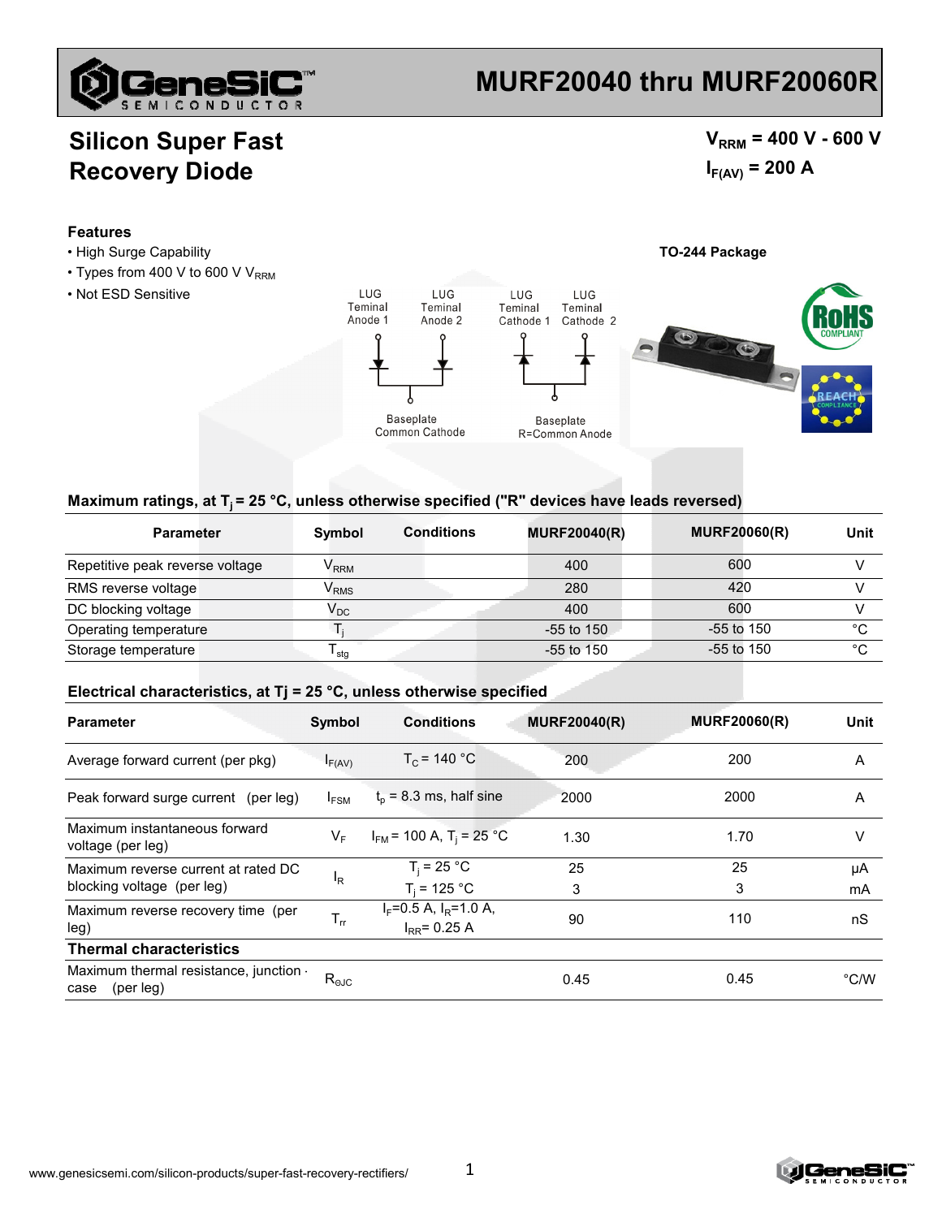# MURF20040 thru MURF20060R

## Silicon Super Fast Recovery Diode

$V_{RRM}$ = 400 V - 600 V

$I_{F(AV)}$ = 200 A

### Features

- High Surge Capability
- Types from 400 V to 600 V $V_{RRM}$
- Not ESD Sensitive

TO-244 Package

LUG Teminal Anode 1 | LUG Teminal Anode 2 | LUG Teminal Cathode 1 | LUG Teminal Cathode 2

Baseplate Common Cathode | Baseplate R=Common Anode

### Maximum ratings, at $T_j$ = 25 °C, unless otherwise specified ("R" devices have leads reversed)

| Parameter | Symbol | Conditions | MURF20040(R) | MURF20060(R) | Unit |
|---|---|---|---|---|---|
| Repetitive peak reverse voltage | $V_{RRM}$ | | 400 | 600 | V |
| RMS reverse voltage | $V_{RMS}$ | | 280 | 420 | V |
| DC blocking voltage | $V_{DC}$ | | 400 | 600 | V |
| Operating temperature | $T_j$ | | -55 to 150 | -55 to 150 | °C |
| Storage temperature | $T_{stg}$ | | -55 to 150 | -55 to 150 | °C |

### Electrical characteristics, at Tj = 25 °C, unless otherwise specified

| Parameter | Symbol | Conditions | MURF20040(R) | MURF20060(R) | Unit |
|---|---|---|---|---|---|
| Average forward current (per pkg) | $I_{F(AV)}$ | $T_C$ = 140 °C | 200 | 200 | A |
| Peak forward surge current (per leg) | $I_{FSM}$ | $t_p$ = 8.3 ms, half sine | 2000 | 2000 | A |
| Maximum instantaneous forward voltage (per leg) | $V_F$ | $I_{FM}$ = 100 A, $T_j$ = 25 °C | 1.30 | 1.70 | V |
| Maximum reverse current at rated DC blocking voltage (per leg) | $I_R$ | $T_j$ = 25 °C | 25 | 25 | μA |
| | | $T_j$ = 125 °C | 3 | 3 | mA |
| Maximum reverse recovery time (per leg) | $T_{rr}$ | $I_F$=0.5 A, $I_R$=1.0 A, $I_{RR}$= 0.25 A | 90 | 110 | nS |
| **Thermal characteristics** | | | | | |
| Maximum thermal resistance, junction - case (per leg) | $R_{\theta JC}$ | | 0.45 | 0.45 | °C/W |

www.genesicsemi.com/silicon-products/super-fast-recovery-rectifiers/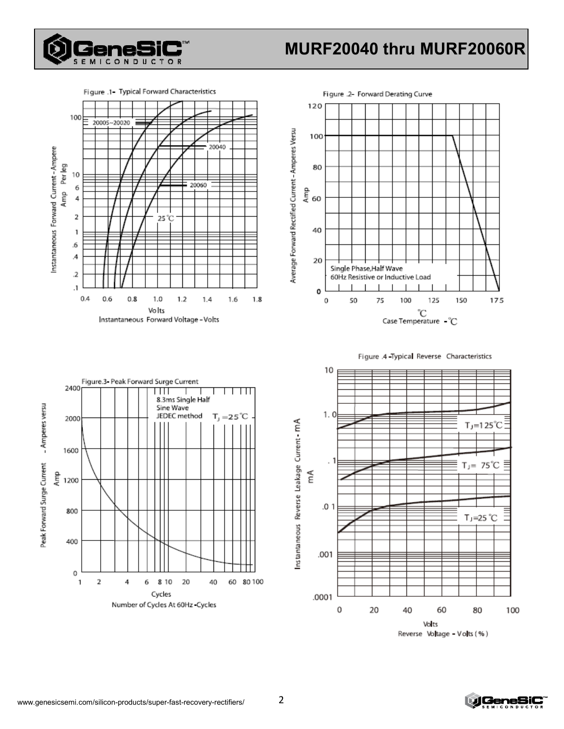Figure .1- Typical Forward Characteristics

Figure .2- Forward Derating Curve

Figure.3- Peak Forward Surge Current

Figure .4 -Typical Reverse Characteristics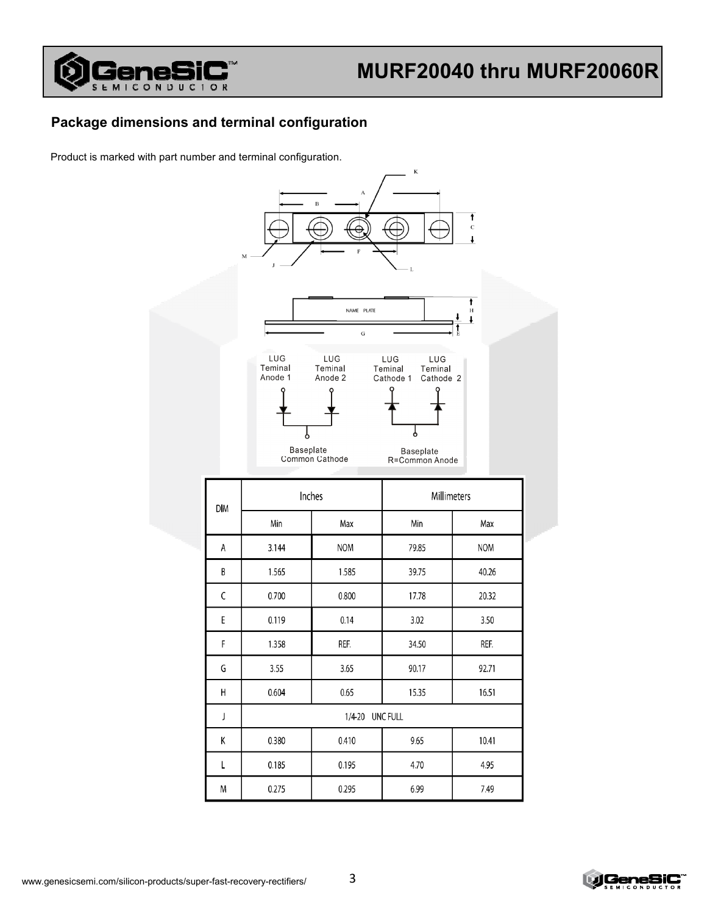## Package dimensions and terminal configuration

Product is marked with part number and terminal configuration.

K

A

B

C

M

J

F

L

NAME PLATE

H

G

E

LUG Teminal Anode 1

LUG Teminal Anode 2

LUG Teminal Cathode 1

LUG Teminal Cathode 2

Baseplate Common Cathode

Baseplate R=Common Anode

| DIM | Inches | | Millimeters | |
|---|---|---|---|---|
| | Min | Max | Min | Max |
| A | 3.144 | NOM | 79.85 | NOM |
| B | 1.565 | 1.585 | 39.75 | 40.26 |
| C | 0.700 | 0.800 | 17.78 | 20.32 |
| E | 0.119 | 0.14 | 3.02 | 3.50 |
| F | 1.358 | REF. | 34.50 | REF. |
| G | 3.55 | 3.65 | 90.17 | 92.71 |
| H | 0.604 | 0.65 | 15.35 | 16.51 |
| J | 1/4-20 UNC FULL | | | |
| K | 0.380 | 0.410 | 9.65 | 10.41 |
| L | 0.185 | 0.195 | 4.70 | 4.95 |
| M | 0.275 | 0.295 | 6.99 | 7.49 |